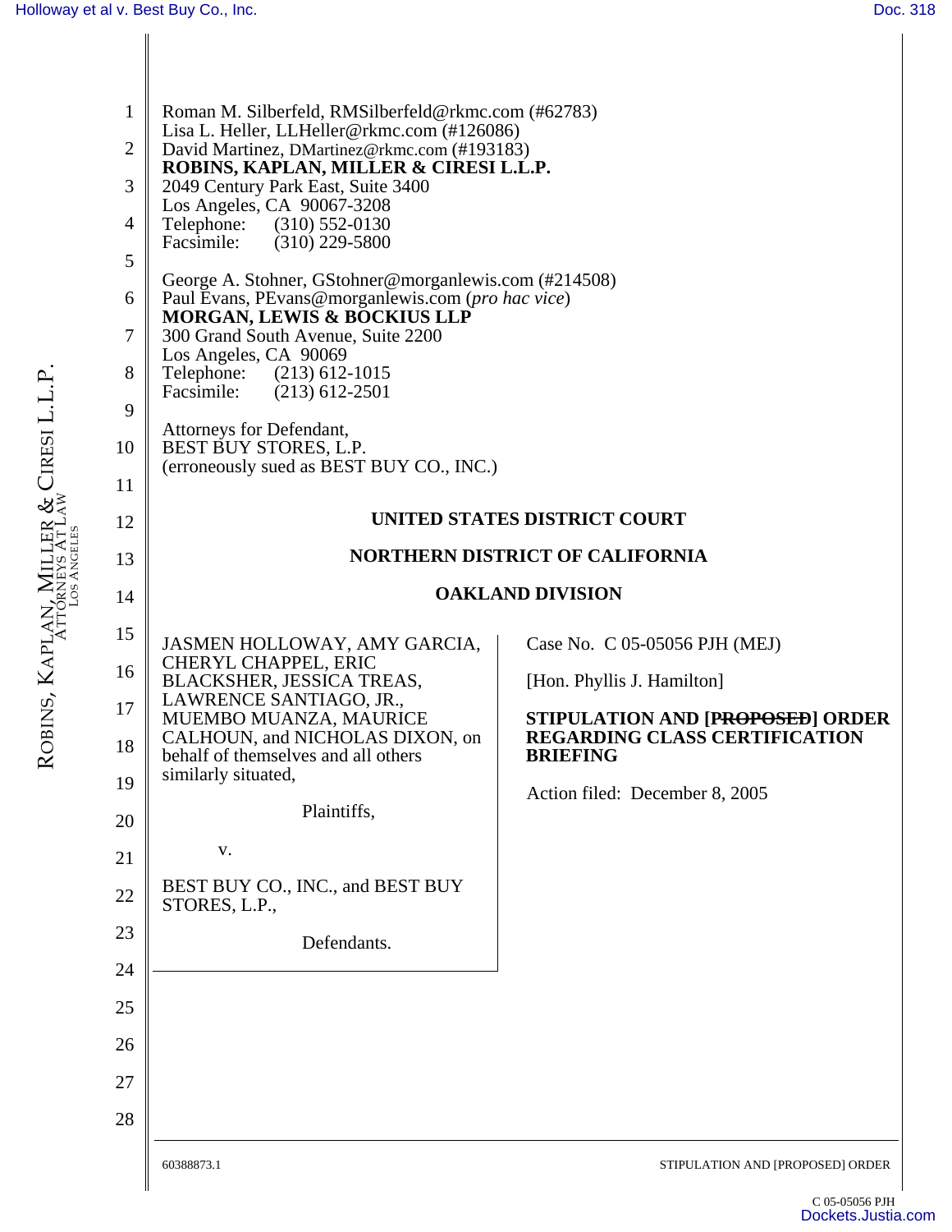Roman M. Silberfeld, RMSilberfeld@rkmc.com (#62783)
Lisa L. Heller, LLHeller@rkmc.com (#126086)
David Martinez, DMartinez@rkmc.com (#193183)
**ROBINS, KAPLAN, MILLER & CIRESI L.L.P.**
2049 Century Park East, Suite 3400
Los Angeles, CA 90067-3208
Telephone: (310) 552-0130
Facsimile: (310) 229-5800

George A. Stohner, GStohner@morganlewis.com (#214508)
Paul Evans, PEvans@morganlewis.com (*pro hac vice*)
**MORGAN, LEWIS & BOCKIUS LLP**
300 Grand South Avenue, Suite 2200
Los Angeles, CA 90069
Telephone: (213) 612-1015
Facsimile: (213) 612-2501

Attorneys for Defendant,
BEST BUY STORES, L.P.
(erroneously sued as BEST BUY CO., INC.)

**UNITED STATES DISTRICT COURT**

**NORTHERN DISTRICT OF CALIFORNIA**

**OAKLAND DIVISION**

JASMEN HOLLOWAY, AMY GARCIA, CHERYL CHAPPEL, ERIC BLACKSHER, JESSICA TREAS, LAWRENCE SANTIAGO, JR., MUEMBO MUANZA, MAURICE CALHOUN, and NICHOLAS DIXON, on behalf of themselves and all others similarly situated,

Plaintiffs,

v.

BEST BUY CO., INC., and BEST BUY STORES, L.P.,

Defendants.

Case No. C 05-05056 PJH (MEJ)

[Hon. Phyllis J. Hamilton]

**STIPULATION AND [~~PROPOSED~~] ORDER REGARDING CLASS CERTIFICATION BRIEFING**

Action filed: December 8, 2005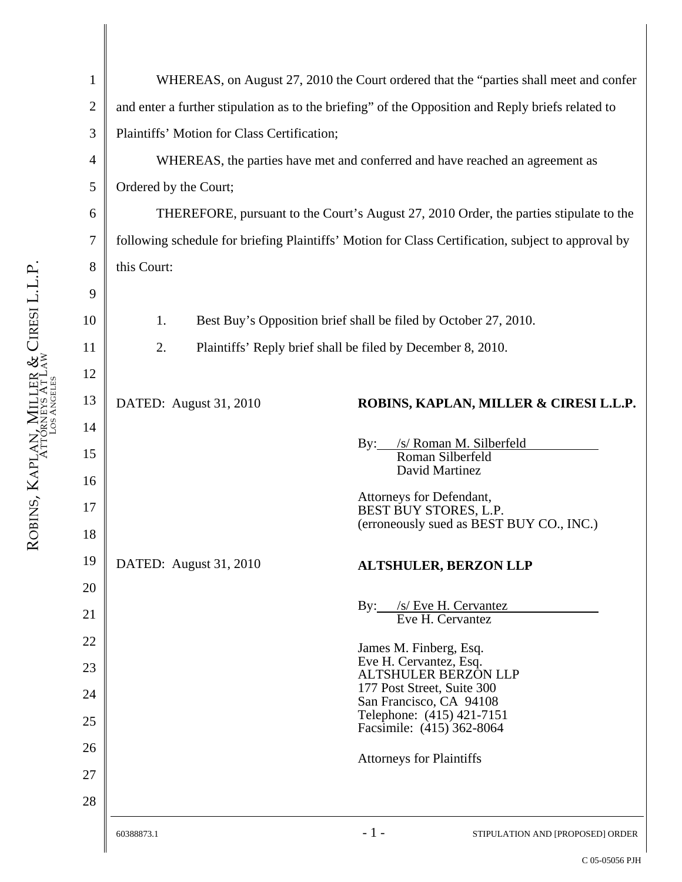WHEREAS, on August 27, 2010 the Court ordered that the "parties shall meet and confer and enter a further stipulation as to the briefing" of the Opposition and Reply briefs related to Plaintiffs' Motion for Class Certification;

WHEREAS, the parties have met and conferred and have reached an agreement as Ordered by the Court;

THEREFORE, pursuant to the Court's August 27, 2010 Order, the parties stipulate to the following schedule for briefing Plaintiffs' Motion for Class Certification, subject to approval by this Court:

1. Best Buy's Opposition brief shall be filed by October 27, 2010.
2. Plaintiffs' Reply brief shall be filed by December 8, 2010.

DATED: August 31, 2010

**ROBINS, KAPLAN, MILLER & CIRESI L.L.P.**

By: /s/ Roman M. Silberfeld
Roman Silberfeld
David Martinez

Attorneys for Defendant,
BEST BUY STORES, L.P.
(erroneously sued as BEST BUY CO., INC.)

DATED: August 31, 2010

**ALTSHULER, BERZON LLP**

By: /s/ Eve H. Cervantez
Eve H. Cervantez

James M. Finberg, Esq.
Eve H. Cervantez, Esq.
ALTSHULER BERZON LLP
177 Post Street, Suite 300
San Francisco, CA 94108
Telephone: (415) 421-7151
Facsimile: (415) 362-8064

Attorneys for Plaintiffs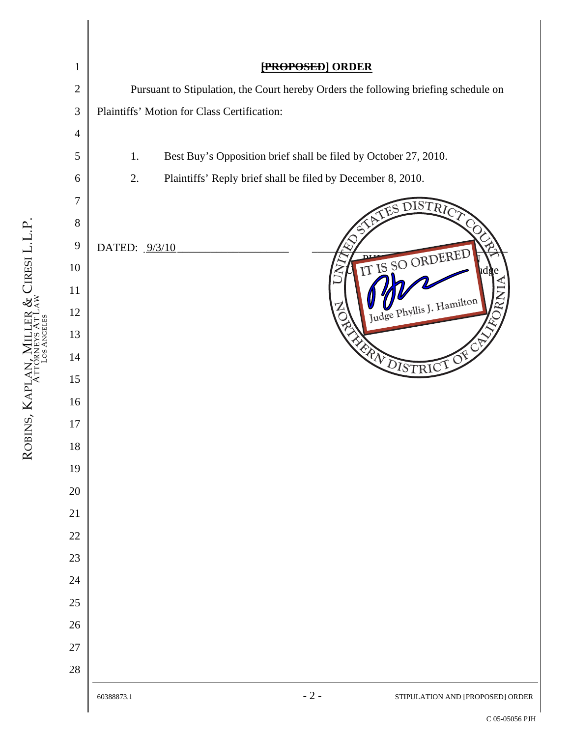**~~[PROPOSED]~~ ORDER**

Pursuant to Stipulation, the Court hereby Orders the following briefing schedule on Plaintiffs' Motion for Class Certification:

1. Best Buy's Opposition brief shall be filed by October 27, 2010.
2. Plaintiffs' Reply brief shall be filed by December 8, 2010.

DATED: 9/3/10

UNITED STATES DISTRICT COURT
NORTHERN DISTRICT OF CALIFORNIA
IT IS SO ORDERED
Judge Phyllis J. Hamilton

60388873.1

STIPULATION AND [PROPOSED] ORDER

C 05-05056 PJH